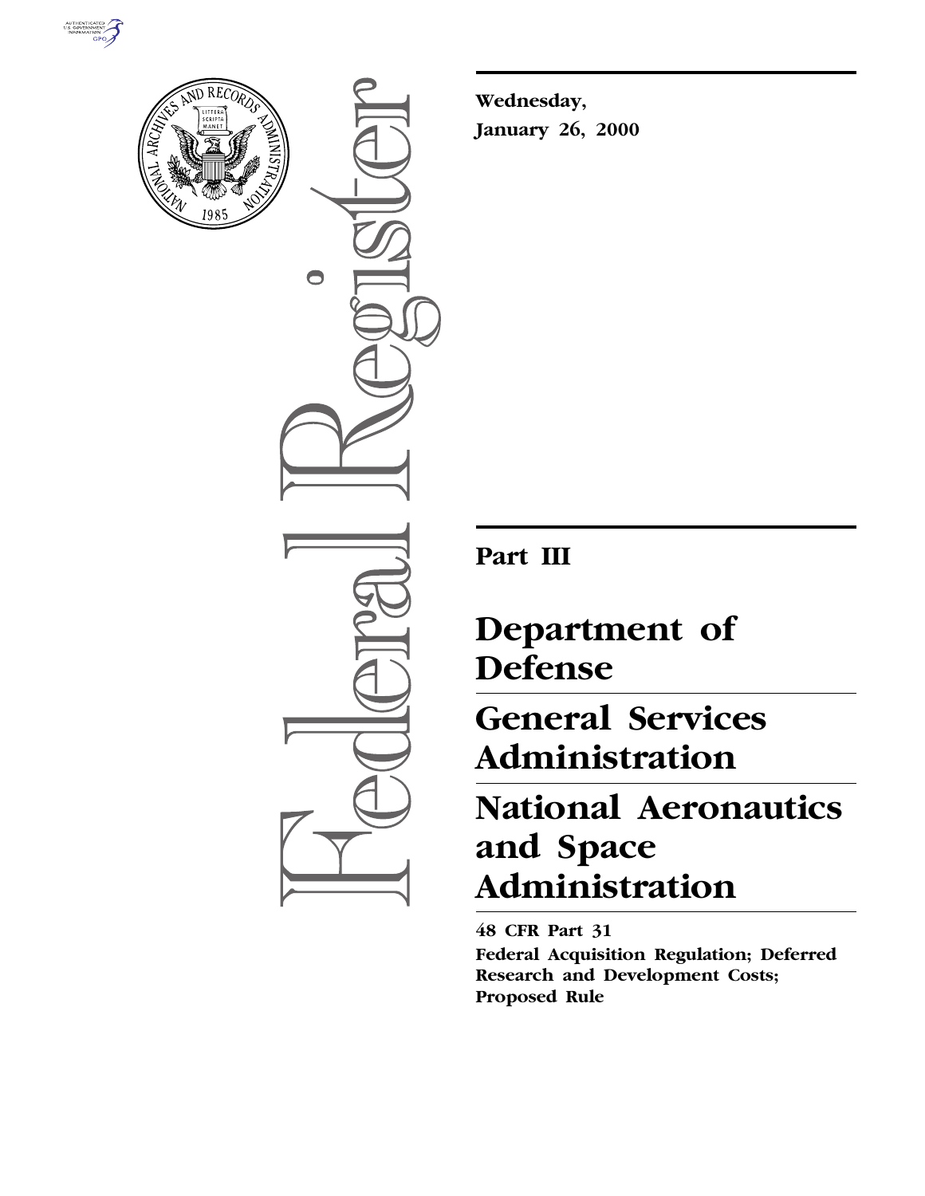Wednesday,

January 26, 2000

# Part III

# Department of Defense

# General Services Administration

# National Aeronautics and Space Administration

**48 CFR Part 31**

**Federal Acquisition Regulation; Deferred Research and Development Costs; Proposed Rule**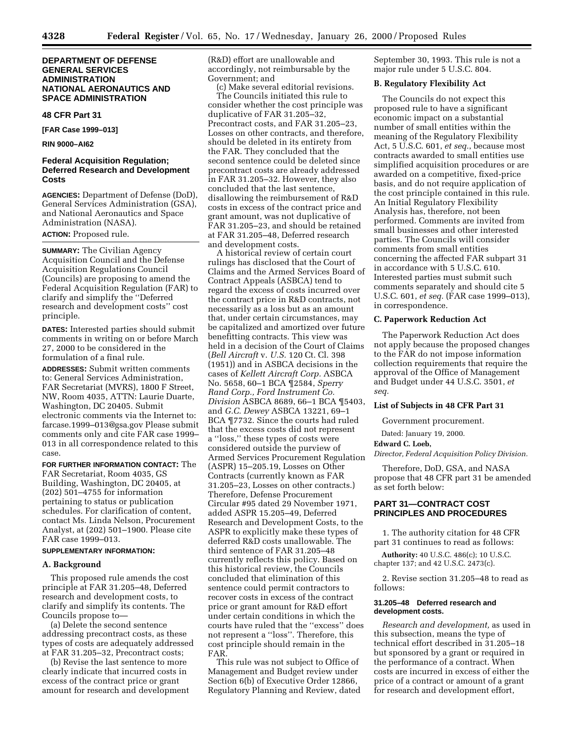**DEPARTMENT OF DEFENSE**
**GENERAL SERVICES ADMINISTRATION**
**NATIONAL AERONAUTICS AND SPACE ADMINISTRATION**

**48 CFR Part 31**

**[FAR Case 1999–013]**

**RIN 9000–AI62**

## Federal Acquisition Regulation; Deferred Research and Development Costs

**AGENCIES:** Department of Defense (DoD), General Services Administration (GSA), and National Aeronautics and Space Administration (NASA).

**ACTION:** Proposed rule.

**SUMMARY:** The Civilian Agency Acquisition Council and the Defense Acquisition Regulations Council (Councils) are proposing to amend the Federal Acquisition Regulation (FAR) to clarify and simplify the ''Deferred research and development costs'' cost principle.

**DATES:** Interested parties should submit comments in writing on or before March 27, 2000 to be considered in the formulation of a final rule.

**ADDRESSES:** Submit written comments to: General Services Administration, FAR Secretariat (MVRS), 1800 F Street, NW, Room 4035, ATTN: Laurie Duarte, Washington, DC 20405. Submit electronic comments via the Internet to: farcase.1999–013@gsa.gov Please submit comments only and cite FAR case 1999–013 in all correspondence related to this case.

**FOR FURTHER INFORMATION CONTACT:** The FAR Secretariat, Room 4035, GS Building, Washington, DC 20405, at (202) 501–4755 for information pertaining to status or publication schedules. For clarification of content, contact Ms. Linda Nelson, Procurement Analyst, at (202) 501–1900. Please cite FAR case 1999–013.

**SUPPLEMENTARY INFORMATION:**

### A. Background

This proposed rule amends the cost principle at FAR 31.205–48, Deferred research and development costs, to clarify and simplify its contents. The Councils propose to—

(a) Delete the second sentence addressing precontract costs, as these types of costs are adequately addressed at FAR 31.205–32, Precontract costs;

(b) Revise the last sentence to more clearly indicate that incurred costs in excess of the contract price or grant amount for research and development (R&D) effort are unallowable and accordingly, not reimbursable by the Government; and

(c) Make several editorial revisions.

The Councils initiated this rule to consider whether the cost principle was duplicative of FAR 31.205–32, Precontract costs, and FAR 31.205–23, Losses on other contracts, and therefore, should be deleted in its entirety from the FAR. They concluded that the second sentence could be deleted since precontract costs are already addressed in FAR 31.205–32. However, they also concluded that the last sentence, disallowing the reimbursement of R&D costs in excess of the contract price and grant amount, was not duplicative of FAR 31.205–23, and should be retained at FAR 31.205–48, Deferred research and development costs.

A historical review of certain court rulings has disclosed that the Court of Claims and the Armed Services Board of Contract Appeals (ASBCA) tend to regard the excess of costs incurred over the contract price in R&D contracts, not necessarily as a loss but as an amount that, under certain circumstances, may be capitalized and amortized over future benefitting contracts. This view was held in a decision of the Court of Claims (*Bell Aircraft* v. *U.S.* 120 Ct. Cl. 398 (1951)) and in ASBCA decisions in the cases of *Kellett Aircraft Corp.* ASBCA No. 5658, 60–1 BCA ¶2584, *Sperry Rand Corp., Ford Instrument Co. Division* ASBCA 8689, 66–1 BCA ¶5403, and *G.C. Dewey* ASBCA 13221, 69–1 BCA ¶7732. Since the courts had ruled that the excess costs did not represent a ''loss,'' these types of costs were considered outside the purview of Armed Services Procurement Regulation (ASPR) 15–205.19, Losses on Other Contracts (currently known as FAR 31.205–23, Losses on other contracts.) Therefore, Defense Procurement Circular #95 dated 29 November 1971, added ASPR 15.205–49, Deferred Research and Development Costs, to the ASPR to explicitly make these types of deferred R&D costs unallowable. The third sentence of FAR 31.205–48 currently reflects this policy. Based on this historical review, the Councils concluded that elimination of this sentence could permit contractors to recover costs in excess of the contract price or grant amount for R&D effort under certain conditions in which the courts have ruled that the ''excess'' does not represent a ''loss''. Therefore, this cost principle should remain in the FAR.

This rule was not subject to Office of Management and Budget review under Section 6(b) of Executive Order 12866, Regulatory Planning and Review, dated September 30, 1993. This rule is not a major rule under 5 U.S.C. 804.

### B. Regulatory Flexibility Act

The Councils do not expect this proposed rule to have a significant economic impact on a substantial number of small entities within the meaning of the Regulatory Flexibility Act, 5 U.S.C. 601, *et seq.*, because most contracts awarded to small entities use simplified acquisition procedures or are awarded on a competitive, fixed-price basis, and do not require application of the cost principle contained in this rule. An Initial Regulatory Flexibility Analysis has, therefore, not been performed. Comments are invited from small businesses and other interested parties. The Councils will consider comments from small entities concerning the affected FAR subpart 31 in accordance with 5 U.S.C. 610. Interested parties must submit such comments separately and should cite 5 U.S.C. 601, *et seq.* (FAR case 1999–013), in correspondence.

### C. Paperwork Reduction Act

The Paperwork Reduction Act does not apply because the proposed changes to the FAR do not impose information collection requirements that require the approval of the Office of Management and Budget under 44 U.S.C. 3501, *et seq.*

**List of Subjects in 48 CFR Part 31**

Government procurement.

Dated: January 19, 2000.

**Edward C. Loeb,**

*Director, Federal Acquisition Policy Division.*

Therefore, DoD, GSA, and NASA propose that 48 CFR part 31 be amended as set forth below:

## PART 31—CONTRACT COST PRINCIPLES AND PROCEDURES

1. The authority citation for 48 CFR part 31 continues to read as follows:

**Authority:** 40 U.S.C. 486(c); 10 U.S.C. chapter 137; and 42 U.S.C. 2473(c).

2. Revise section 31.205–48 to read as follows:

#### 31.205–48 Deferred research and development costs.

*Research and development,* as used in this subsection, means the type of technical effort described in 31.205–18 but sponsored by a grant or required in the performance of a contract. When costs are incurred in excess of either the price of a contract or amount of a grant for research and development effort,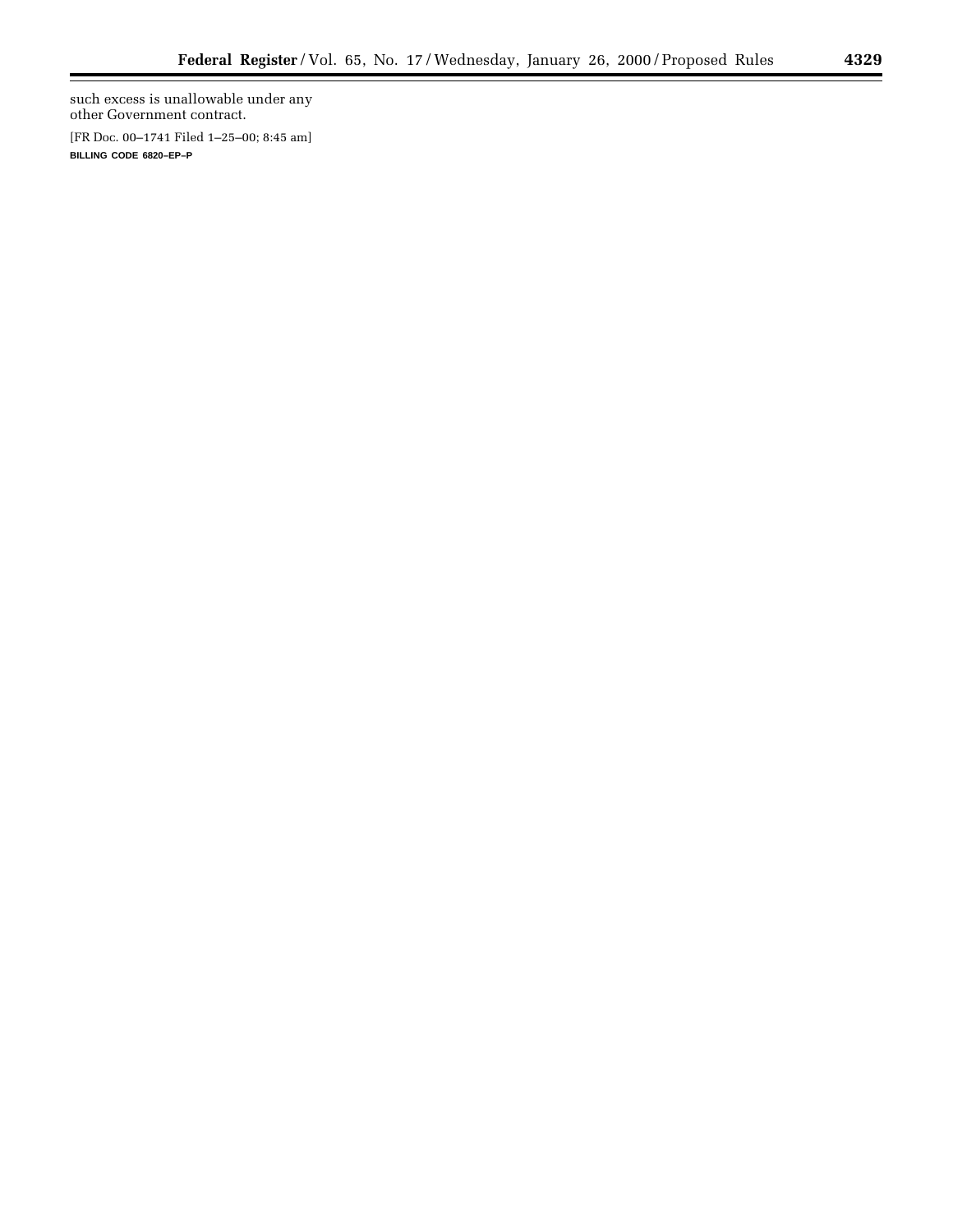such excess is unallowable under any other Government contract.

[FR Doc. 00–1741 Filed 1–25–00; 8:45 am]

**BILLING CODE 6820–EP–P**